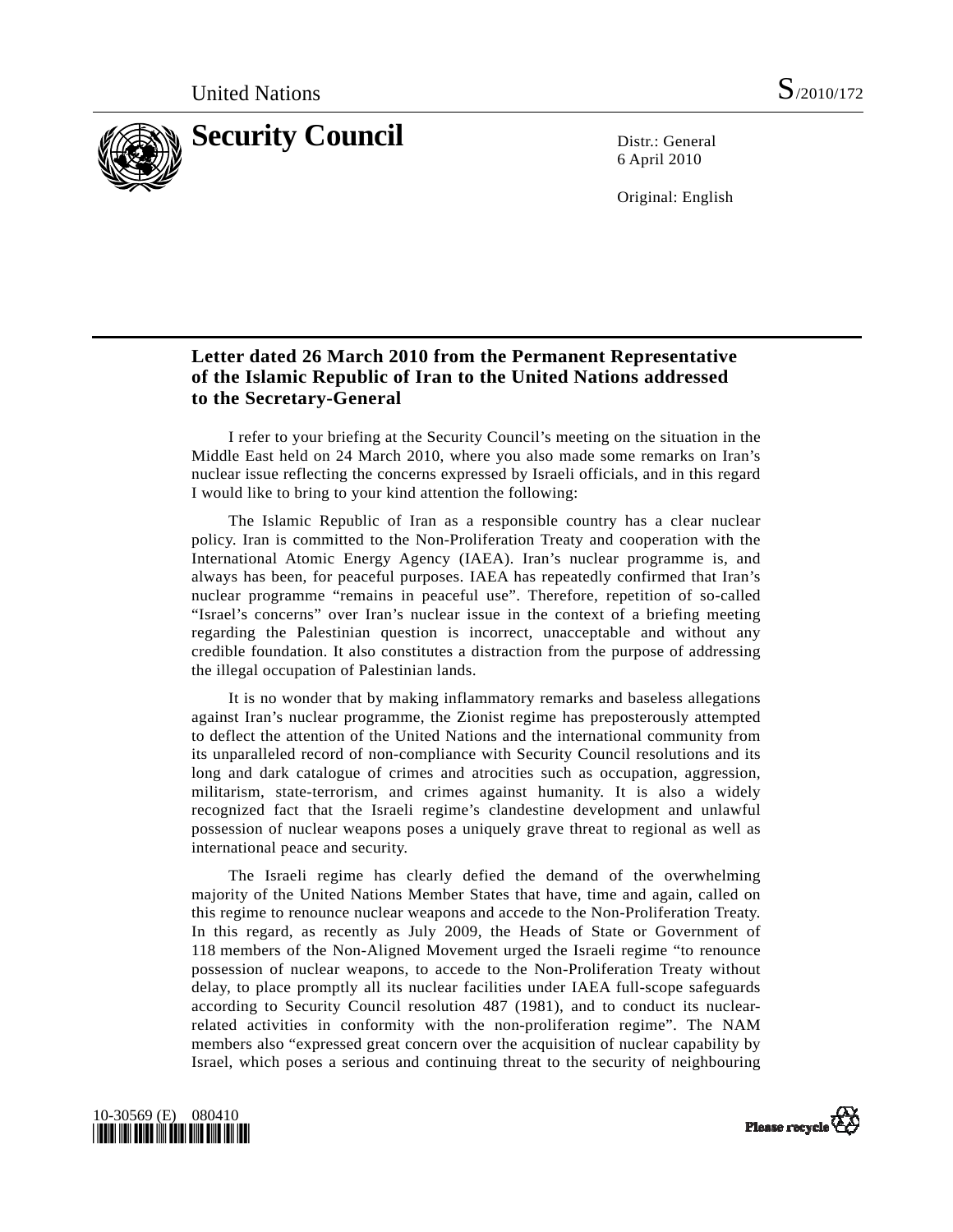United Nations S/2010/172

# Security Council

Distr.: General
6 April 2010

Original: English

## Letter dated 26 March 2010 from the Permanent Representative of the Islamic Republic of Iran to the United Nations addressed to the Secretary-General

I refer to your briefing at the Security Council's meeting on the situation in the Middle East held on 24 March 2010, where you also made some remarks on Iran's nuclear issue reflecting the concerns expressed by Israeli officials, and in this regard I would like to bring to your kind attention the following:

The Islamic Republic of Iran as a responsible country has a clear nuclear policy. Iran is committed to the Non-Proliferation Treaty and cooperation with the International Atomic Energy Agency (IAEA). Iran's nuclear programme is, and always has been, for peaceful purposes. IAEA has repeatedly confirmed that Iran's nuclear programme "remains in peaceful use". Therefore, repetition of so-called "Israel's concerns" over Iran's nuclear issue in the context of a briefing meeting regarding the Palestinian question is incorrect, unacceptable and without any credible foundation. It also constitutes a distraction from the purpose of addressing the illegal occupation of Palestinian lands.

It is no wonder that by making inflammatory remarks and baseless allegations against Iran's nuclear programme, the Zionist regime has preposterously attempted to deflect the attention of the United Nations and the international community from its unparalleled record of non-compliance with Security Council resolutions and its long and dark catalogue of crimes and atrocities such as occupation, aggression, militarism, state-terrorism, and crimes against humanity. It is also a widely recognized fact that the Israeli regime's clandestine development and unlawful possession of nuclear weapons poses a uniquely grave threat to regional as well as international peace and security.

The Israeli regime has clearly defied the demand of the overwhelming majority of the United Nations Member States that have, time and again, called on this regime to renounce nuclear weapons and accede to the Non-Proliferation Treaty. In this regard, as recently as July 2009, the Heads of State or Government of 118 members of the Non-Aligned Movement urged the Israeli regime "to renounce possession of nuclear weapons, to accede to the Non-Proliferation Treaty without delay, to place promptly all its nuclear facilities under IAEA full-scope safeguards according to Security Council resolution 487 (1981), and to conduct its nuclear-related activities in conformity with the non-proliferation regime". The NAM members also "expressed great concern over the acquisition of nuclear capability by Israel, which poses a serious and continuing threat to the security of neighbouring

10-30569 (E) 080410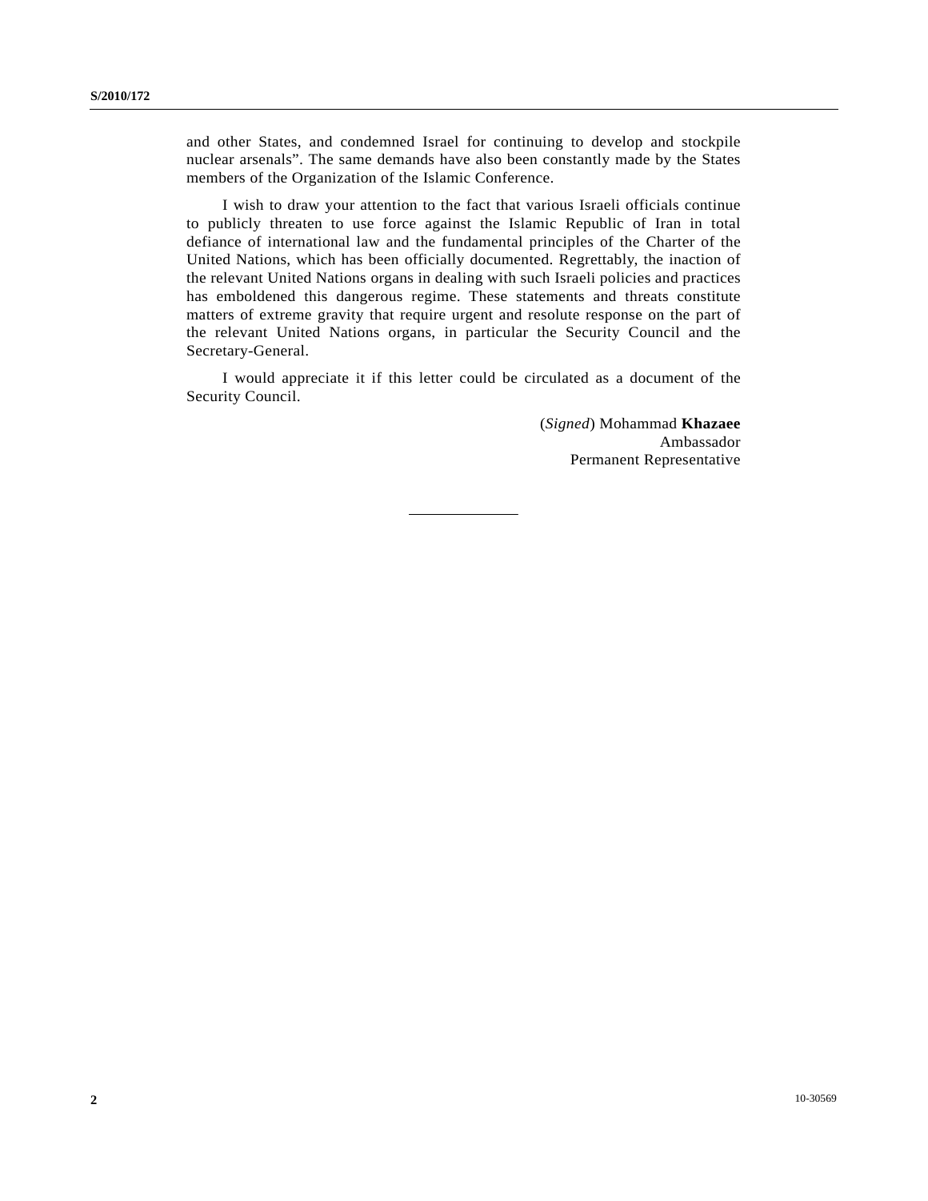and other States, and condemned Israel for continuing to develop and stockpile nuclear arsenals". The same demands have also been constantly made by the States members of the Organization of the Islamic Conference.

I wish to draw your attention to the fact that various Israeli officials continue to publicly threaten to use force against the Islamic Republic of Iran in total defiance of international law and the fundamental principles of the Charter of the United Nations, which has been officially documented. Regrettably, the inaction of the relevant United Nations organs in dealing with such Israeli policies and practices has emboldened this dangerous regime. These statements and threats constitute matters of extreme gravity that require urgent and resolute response on the part of the relevant United Nations organs, in particular the Security Council and the Secretary-General.

I would appreciate it if this letter could be circulated as a document of the Security Council.

(*Signed*) Mohammad **Khazaee**
Ambassador
Permanent Representative